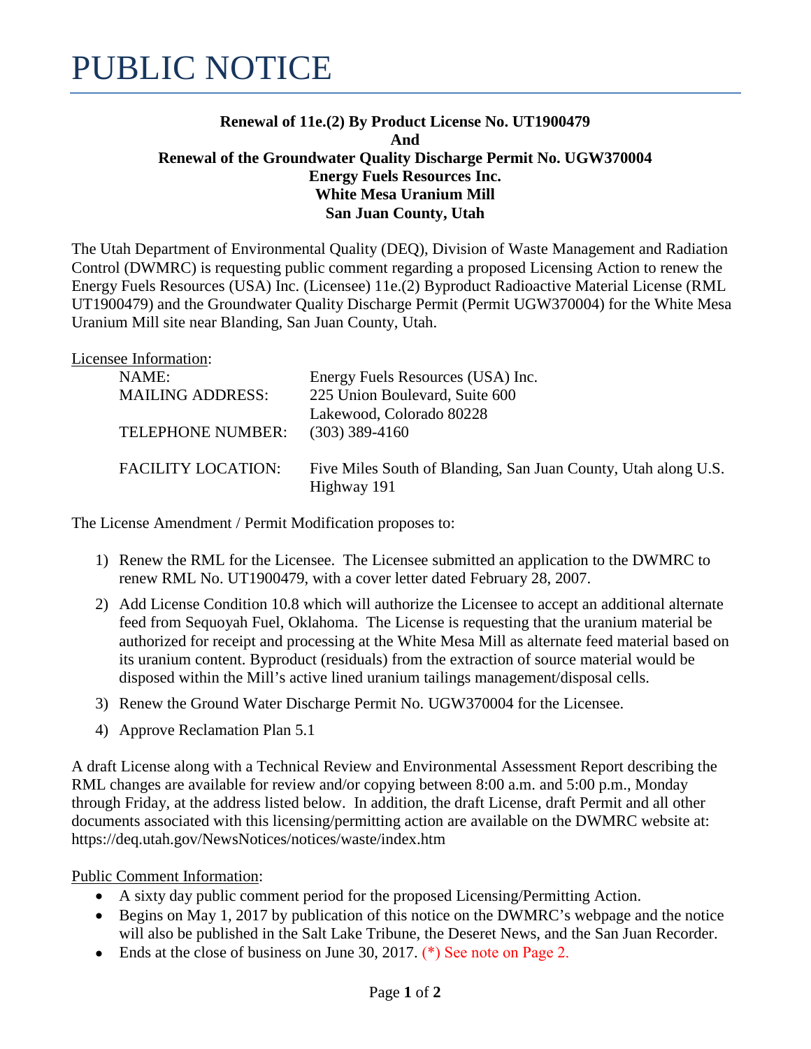# PUBLIC NOTICE

**Renewal of 11e.(2) By Product License No. UT1900479**
**And**
**Renewal of the Groundwater Quality Discharge Permit No. UGW370004**
**Energy Fuels Resources Inc.**
**White Mesa Uranium Mill**
**San Juan County, Utah**

The Utah Department of Environmental Quality (DEQ), Division of Waste Management and Radiation Control (DWMRC) is requesting public comment regarding a proposed Licensing Action to renew the Energy Fuels Resources (USA) Inc. (Licensee) 11e.(2) Byproduct Radioactive Material License (RML UT1900479) and the Groundwater Quality Discharge Permit (Permit UGW370004) for the White Mesa Uranium Mill site near Blanding, San Juan County, Utah.

Licensee Information:

| | |
|---|---|
| NAME: | Energy Fuels Resources (USA) Inc. |
| MAILING ADDRESS: | 225 Union Boulevard, Suite 600<br>Lakewood, Colorado 80228 |
| TELEPHONE NUMBER: | (303) 389-4160 |
| FACILITY LOCATION: | Five Miles South of Blanding, San Juan County, Utah along U.S. Highway 191 |

The License Amendment / Permit Modification proposes to:

1) Renew the RML for the Licensee. The Licensee submitted an application to the DWMRC to renew RML No. UT1900479, with a cover letter dated February 28, 2007.
2) Add License Condition 10.8 which will authorize the Licensee to accept an additional alternate feed from Sequoyah Fuel, Oklahoma. The License is requesting that the uranium material be authorized for receipt and processing at the White Mesa Mill as alternate feed material based on its uranium content. Byproduct (residuals) from the extraction of source material would be disposed within the Mill's active lined uranium tailings management/disposal cells.
3) Renew the Ground Water Discharge Permit No. UGW370004 for the Licensee.
4) Approve Reclamation Plan 5.1

A draft License along with a Technical Review and Environmental Assessment Report describing the RML changes are available for review and/or copying between 8:00 a.m. and 5:00 p.m., Monday through Friday, at the address listed below. In addition, the draft License, draft Permit and all other documents associated with this licensing/permitting action are available on the DWMRC website at: https://deq.utah.gov/NewsNotices/notices/waste/index.htm

Public Comment Information:

- A sixty day public comment period for the proposed Licensing/Permitting Action.
- Begins on May 1, 2017 by publication of this notice on the DWMRC's webpage and the notice will also be published in the Salt Lake Tribune, the Deseret News, and the San Juan Recorder.
- Ends at the close of business on June 30, 2017. (*) See note on Page 2.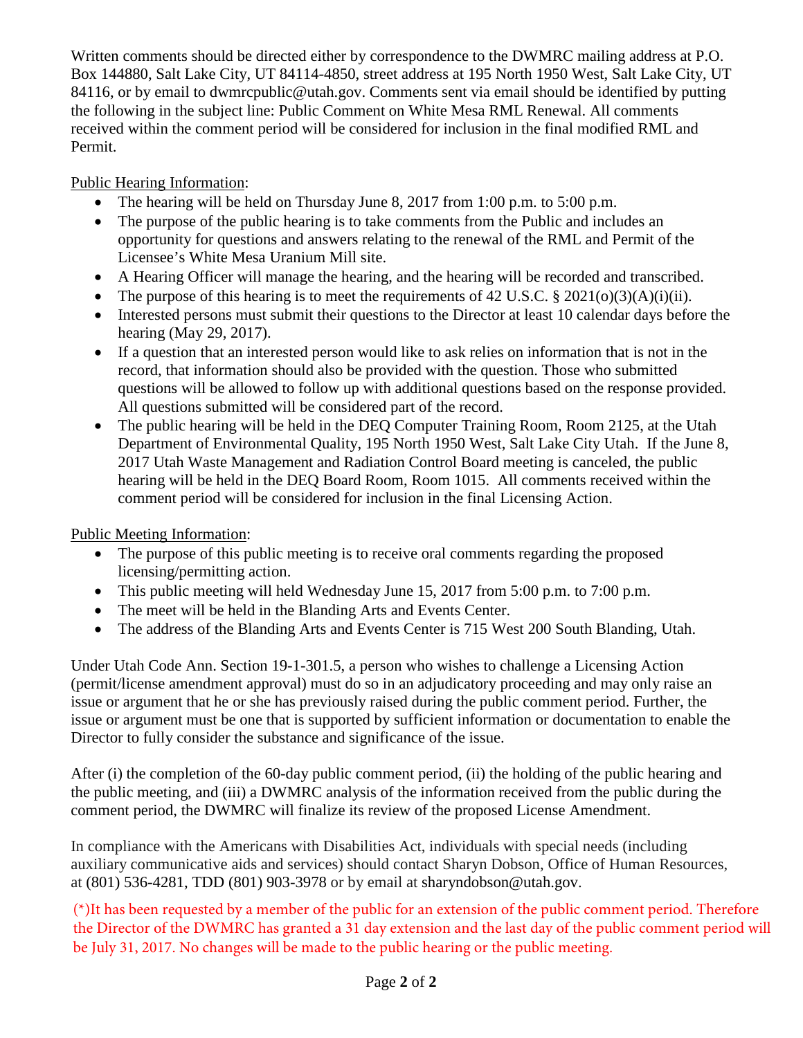Written comments should be directed either by correspondence to the DWMRC mailing address at P.O. Box 144880, Salt Lake City, UT 84114-4850, street address at 195 North 1950 West, Salt Lake City, UT 84116, or by email to dwmrcpublic@utah.gov. Comments sent via email should be identified by putting the following in the subject line: Public Comment on White Mesa RML Renewal. All comments received within the comment period will be considered for inclusion in the final modified RML and Permit.

Public Hearing Information:

- The hearing will be held on Thursday June 8, 2017 from 1:00 p.m. to 5:00 p.m.
- The purpose of the public hearing is to take comments from the Public and includes an opportunity for questions and answers relating to the renewal of the RML and Permit of the Licensee's White Mesa Uranium Mill site.
- A Hearing Officer will manage the hearing, and the hearing will be recorded and transcribed.
- The purpose of this hearing is to meet the requirements of 42 U.S.C. § 2021(o)(3)(A)(i)(ii).
- Interested persons must submit their questions to the Director at least 10 calendar days before the hearing (May 29, 2017).
- If a question that an interested person would like to ask relies on information that is not in the record, that information should also be provided with the question. Those who submitted questions will be allowed to follow up with additional questions based on the response provided. All questions submitted will be considered part of the record.
- The public hearing will be held in the DEQ Computer Training Room, Room 2125, at the Utah Department of Environmental Quality, 195 North 1950 West, Salt Lake City Utah. If the June 8, 2017 Utah Waste Management and Radiation Control Board meeting is canceled, the public hearing will be held in the DEQ Board Room, Room 1015. All comments received within the comment period will be considered for inclusion in the final Licensing Action.

Public Meeting Information:

- The purpose of this public meeting is to receive oral comments regarding the proposed licensing/permitting action.
- This public meeting will held Wednesday June 15, 2017 from 5:00 p.m. to 7:00 p.m.
- The meet will be held in the Blanding Arts and Events Center.
- The address of the Blanding Arts and Events Center is 715 West 200 South Blanding, Utah.

Under Utah Code Ann. Section 19-1-301.5, a person who wishes to challenge a Licensing Action (permit/license amendment approval) must do so in an adjudicatory proceeding and may only raise an issue or argument that he or she has previously raised during the public comment period. Further, the issue or argument must be one that is supported by sufficient information or documentation to enable the Director to fully consider the substance and significance of the issue.

After (i) the completion of the 60-day public comment period, (ii) the holding of the public hearing and the public meeting, and (iii) a DWMRC analysis of the information received from the public during the comment period, the DWMRC will finalize its review of the proposed License Amendment.

In compliance with the Americans with Disabilities Act, individuals with special needs (including auxiliary communicative aids and services) should contact Sharyn Dobson, Office of Human Resources, at (801) 536-4281, TDD (801) 903-3978 or by email at sharyndobson@utah.gov.

(*)It has been requested by a member of the public for an extension of the public comment period. Therefore the Director of the DWMRC has granted a 31 day extension and the last day of the public comment period will be July 31, 2017. No changes will be made to the public hearing or the public meeting.